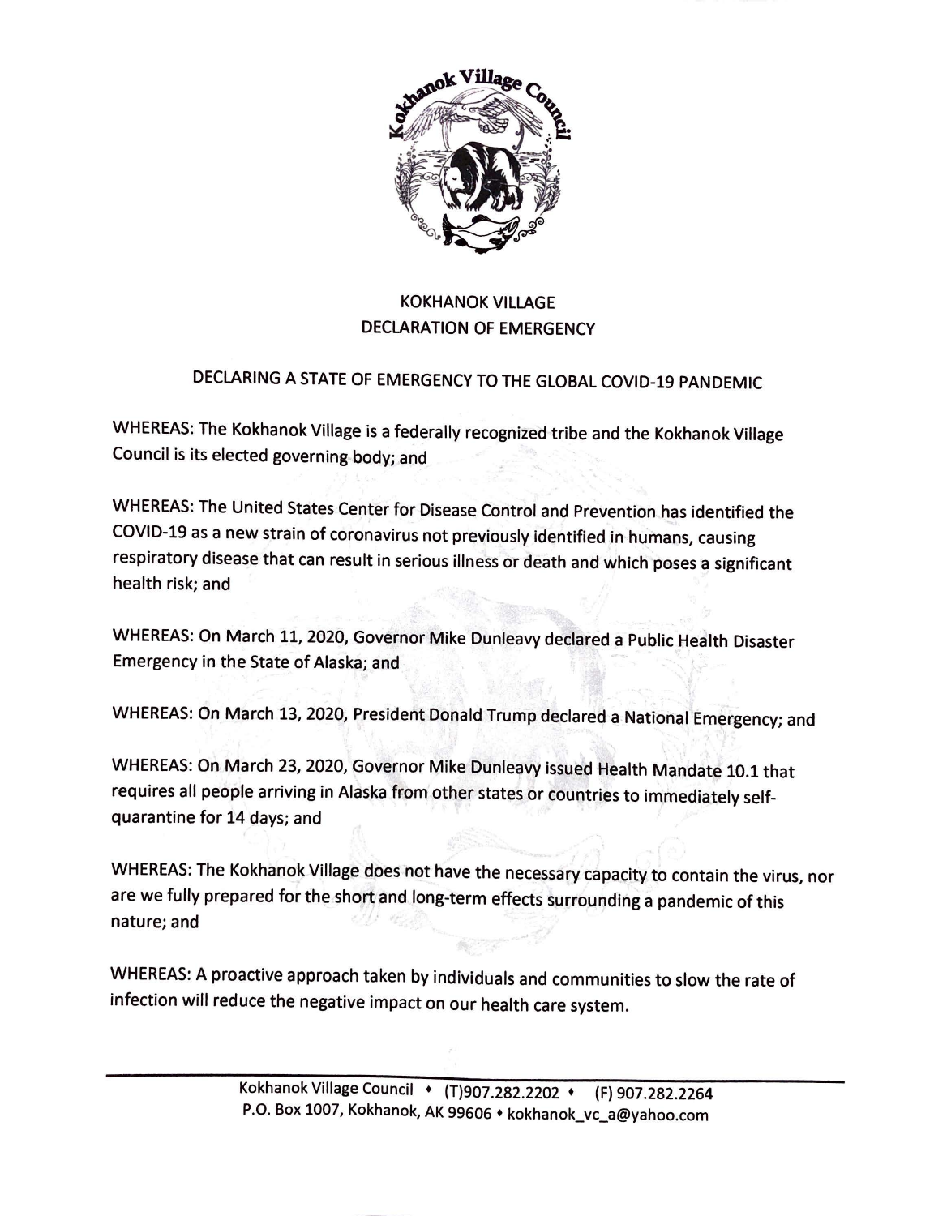# KOKHANOK VILLAGE
# DECLARATION OF EMERGENCY

## DECLARING A STATE OF EMERGENCY TO THE GLOBAL COVID-19 PANDEMIC

WHEREAS: The Kokhanok Village is a federally recognized tribe and the Kokhanok Village Council is its elected governing body; and

WHEREAS: The United States Center for Disease Control and Prevention has identified the COVID-19 as a new strain of coronavirus not previously identified in humans, causing respiratory disease that can result in serious illness or death and which poses a significant health risk; and

WHEREAS: On March 11, 2020, Governor Mike Dunleavy declared a Public Health Disaster Emergency in the State of Alaska; and

WHEREAS: On March 13, 2020, President Donald Trump declared a National Emergency; and

WHEREAS: On March 23, 2020, Governor Mike Dunleavy issued Health Mandate 10.1 that requires all people arriving in Alaska from other states or countries to immediately self-quarantine for 14 days; and

WHEREAS: The Kokhanok Village does not have the necessary capacity to contain the virus, nor are we fully prepared for the short and long-term effects surrounding a pandemic of this nature; and

WHEREAS: A proactive approach taken by individuals and communities to slow the rate of infection will reduce the negative impact on our health care system.

Kokhanok Village Council • (T)907.282.2202 • (F) 907.282.2264
P.O. Box 1007, Kokhanok, AK 99606 • kokhanok_vc_a@yahoo.com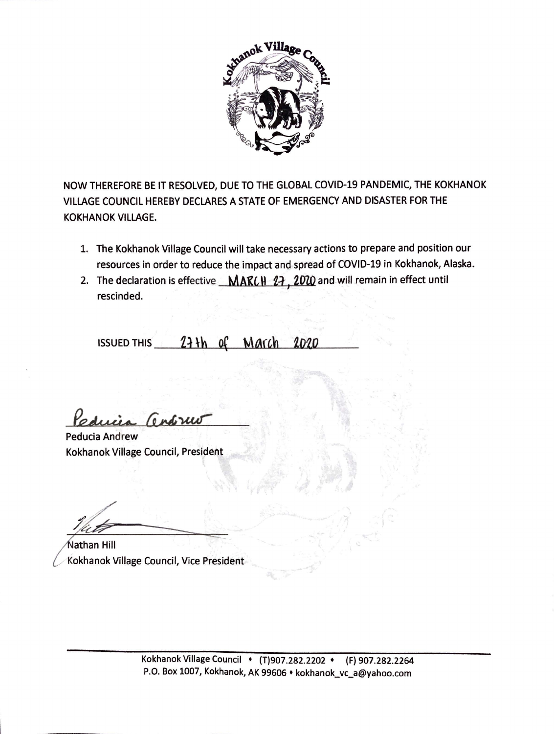NOW THEREFORE BE IT RESOLVED, DUE TO THE GLOBAL COVID-19 PANDEMIC, THE KOKHANOK VILLAGE COUNCIL HEREBY DECLARES A STATE OF EMERGENCY AND DISASTER FOR THE KOKHANOK VILLAGE.

1. The Kokhanok Village Council will take necessary actions to prepare and position our resources in order to reduce the impact and spread of COVID-19 in Kokhanok, Alaska.
2. The declaration is effective MARCH 27, 2020 and will remain in effect until rescinded.

ISSUED THIS 27th of March 2020

Peducia Andrew
Kokhanok Village Council, President

Nathan Hill
Kokhanok Village Council, Vice President

Kokhanok Village Council • (T)907.282.2202 • (F) 907.282.2264
P.O. Box 1007, Kokhanok, AK 99606 • kokhanok_vc_a@yahoo.com